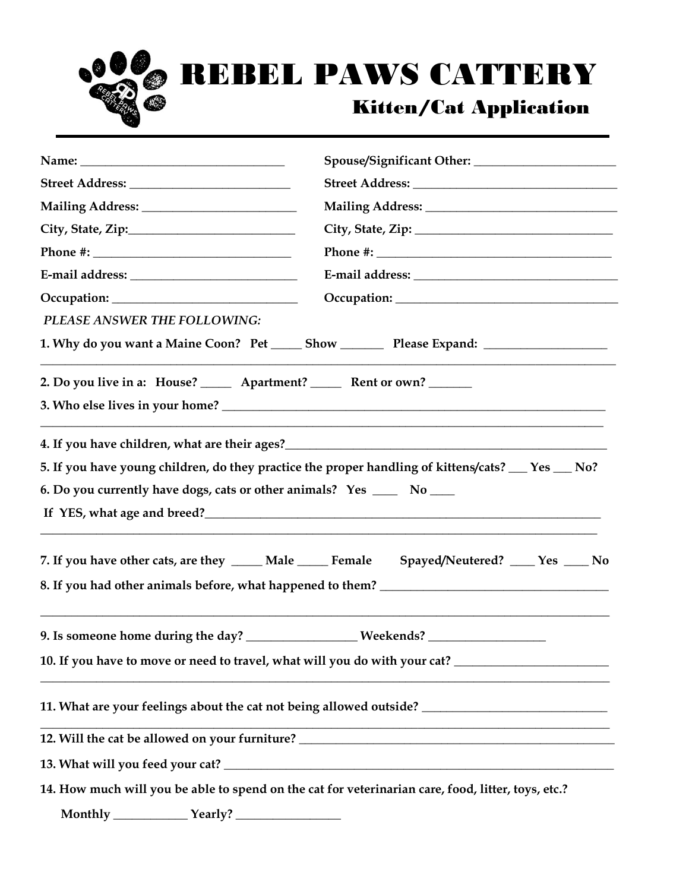# REBEL PAWS CATTERY

## Kitten/Cat Application

**Name:** ________________________________

**Street Address:** ________________________

**Mailing Address:** _______________________

**City, State, Zip:**_________________________

**Phone #:** ______________________________

**E-mail address:** _________________________

**Occupation:** ____________________________

**Spouse/Significant Other:** ______________________

**Street Address:** ________________________________

**Mailing Address:** ______________________________

**City, State, Zip:** _______________________________

**Phone #:** ______________________________________

**E-mail address:** ________________________________

**Occupation:** ____________________________________

***PLEASE ANSWER THE FOLLOWING:***

**1. Why do you want a Maine Coon? Pet _____ Show _______ Please Expand:** ___________________

_____________________________________________________________________________________________

**2. Do you live in a: House? _____ Apartment? _____ Rent or own? _______**

**3. Who else lives in your home?** _______________________________________________________________

_____________________________________________________________________________________________

**4. If you have children, what are their ages?**_____________________________________________________

**5. If you have young children, do they practice the proper handling of kittens/cats? ___ Yes ___ No?**

**6. Do you currently have dogs, cats or other animals? Yes ____ No ____**

**If YES, what age and breed?**____________________________________________________________________

_____________________________________________________________________________________________

**7. If you have other cats, are they _____ Male _____ Female Spayed/Neutered? ____ Yes ____ No**

**8. If you had other animals before, what happened to them?** _____________________________________

_____________________________________________________________________________________________

**9. Is someone home during the day?** _________________ **Weekends?** __________________

**10. If you have to move or need to travel, what will you do with your cat?** _________________________

_____________________________________________________________________________________________

**11. What are your feelings about the cat not being allowed outside?** _____________________________

_____________________________________________________________________________________________

**12. Will the cat be allowed on your furniture?** ____________________________________________________

**13. What will you feed your cat?** _____________________________________________________________

**14. How much will you be able to spend on the cat for veterinarian care, food, litter, toys, etc.?**

**Monthly** ____________ **Yearly?** ________________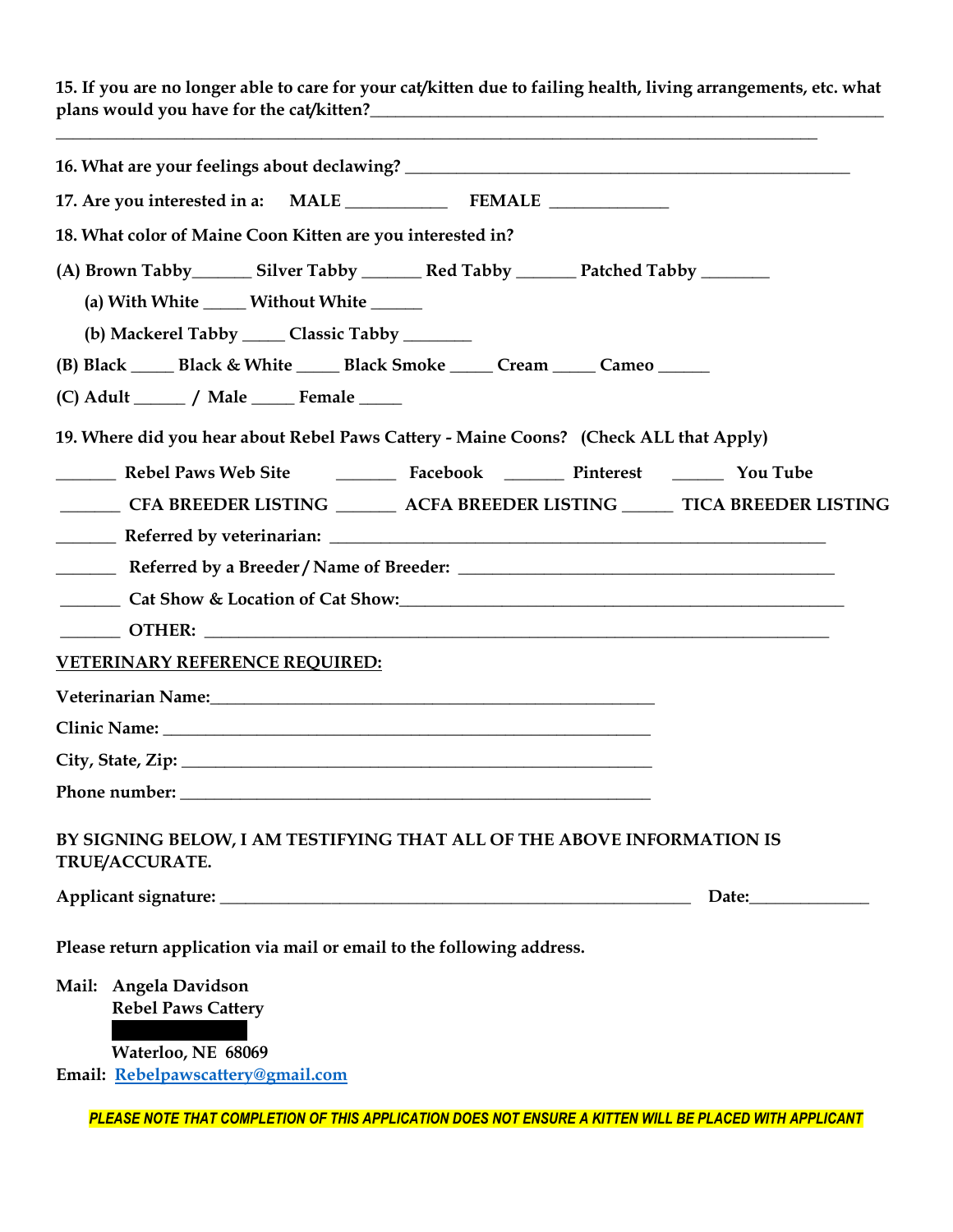**15. If you are no longer able to care for your cat/kitten due to failing health, living arrangements, etc. what plans would you have for the cat/kitten?**\_\_\_\_\_\_\_\_\_\_\_\_\_\_\_\_\_\_\_\_\_\_\_\_\_\_\_\_\_\_\_\_\_\_\_\_\_\_\_\_\_\_\_\_\_\_\_\_\_\_\_\_\_\_\_\_\_\_\_\_\_\_

\_\_\_\_\_\_\_\_\_\_\_\_\_\_\_\_\_\_\_\_\_\_\_\_\_\_\_\_\_\_\_\_\_\_\_\_\_\_\_\_\_\_\_\_\_\_\_\_\_\_\_\_\_\_\_\_\_\_\_\_\_\_\_\_\_\_\_\_\_\_\_\_\_\_\_\_\_\_\_\_\_\_\_\_\_\_\_\_\_\_

**16. What are your feelings about declawing?** \_\_\_\_\_\_\_\_\_\_\_\_\_\_\_\_\_\_\_\_\_\_\_\_\_\_\_\_\_\_\_\_\_\_\_\_\_\_\_\_\_\_\_\_\_\_\_\_\_\_\_\_\_\_

**17. Are you interested in a: MALE** \_\_\_\_\_\_\_\_\_\_\_\_ **FEMALE** \_\_\_\_\_\_\_\_\_\_\_\_\_\_

**18. What color of Maine Coon Kitten are you interested in?**

**(A) Brown Tabby**\_\_\_\_\_\_\_ **Silver Tabby** \_\_\_\_\_\_\_ **Red Tabby** \_\_\_\_\_\_\_ **Patched Tabby** \_\_\_\_\_\_\_\_

**(a) With White** \_\_\_\_\_ **Without White** \_\_\_\_\_\_

**(b) Mackerel Tabby** \_\_\_\_\_ **Classic Tabby** \_\_\_\_\_\_\_\_

**(B) Black** \_\_\_\_\_ **Black & White** \_\_\_\_\_ **Black Smoke** \_\_\_\_\_ **Cream** \_\_\_\_\_ **Cameo** \_\_\_\_\_\_

**(C) Adult** \_\_\_\_\_\_ **/ Male** \_\_\_\_\_ **Female** \_\_\_\_\_

**19. Where did you hear about Rebel Paws Cattery - Maine Coons? (Check ALL that Apply)**

\_\_\_\_\_\_\_ **Rebel Paws Web Site** \_\_\_\_\_\_\_ **Facebook** \_\_\_\_\_\_\_ **Pinterest** \_\_\_\_\_\_ **You Tube**

\_\_\_\_\_\_\_ **CFA BREEDER LISTING** \_\_\_\_\_\_\_ **ACFA BREEDER LISTING** \_\_\_\_\_\_ **TICA BREEDER LISTING**

\_\_\_\_\_\_\_ **Referred by veterinarian:** \_\_\_\_\_\_\_\_\_\_\_\_\_\_\_\_\_\_\_\_\_\_\_\_\_\_\_\_\_\_\_\_\_\_\_\_\_\_\_\_\_\_\_\_\_\_\_\_\_\_\_\_\_\_\_\_\_\_\_\_\_

\_\_\_\_\_\_\_ **Referred by a Breeder / Name of Breeder:** \_\_\_\_\_\_\_\_\_\_\_\_\_\_\_\_\_\_\_\_\_\_\_\_\_\_\_\_\_\_\_\_\_\_\_\_\_\_\_\_\_\_\_\_\_

\_\_\_\_\_\_\_ **Cat Show & Location of Cat Show:**\_\_\_\_\_\_\_\_\_\_\_\_\_\_\_\_\_\_\_\_\_\_\_\_\_\_\_\_\_\_\_\_\_\_\_\_\_\_\_\_\_\_\_\_\_\_\_\_\_\_\_\_\_

\_\_\_\_\_\_\_ **OTHER:** \_\_\_\_\_\_\_\_\_\_\_\_\_\_\_\_\_\_\_\_\_\_\_\_\_\_\_\_\_\_\_\_\_\_\_\_\_\_\_\_\_\_\_\_\_\_\_\_\_\_\_\_\_\_\_\_\_\_\_\_\_\_\_\_\_\_\_\_\_\_\_\_\_\_\_\_\_

**<u>VETERINARY REFERENCE REQUIRED:</u>**

**Veterinarian Name:**\_\_\_\_\_\_\_\_\_\_\_\_\_\_\_\_\_\_\_\_\_\_\_\_\_\_\_\_\_\_\_\_\_\_\_\_\_\_\_\_\_\_\_\_\_\_\_\_\_\_\_\_\_\_\_

**Clinic Name:** \_\_\_\_\_\_\_\_\_\_\_\_\_\_\_\_\_\_\_\_\_\_\_\_\_\_\_\_\_\_\_\_\_\_\_\_\_\_\_\_\_\_\_\_\_\_\_\_\_\_\_\_\_\_\_\_\_\_\_\_

**City, State, Zip:** \_\_\_\_\_\_\_\_\_\_\_\_\_\_\_\_\_\_\_\_\_\_\_\_\_\_\_\_\_\_\_\_\_\_\_\_\_\_\_\_\_\_\_\_\_\_\_\_\_\_\_\_\_\_\_\_\_\_

**Phone number:** \_\_\_\_\_\_\_\_\_\_\_\_\_\_\_\_\_\_\_\_\_\_\_\_\_\_\_\_\_\_\_\_\_\_\_\_\_\_\_\_\_\_\_\_\_\_\_\_\_\_\_\_\_\_\_\_\_\_\_

**BY SIGNING BELOW, I AM TESTIFYING THAT ALL OF THE ABOVE INFORMATION IS TRUE/ACCURATE.**

**Applicant signature:** \_\_\_\_\_\_\_\_\_\_\_\_\_\_\_\_\_\_\_\_\_\_\_\_\_\_\_\_\_\_\_\_\_\_\_\_\_\_\_\_\_\_\_\_\_\_\_\_\_\_\_\_\_\_\_\_\_\_\_ **Date:**\_\_\_\_\_\_\_\_\_\_\_\_\_\_

**Please return application via mail or email to the following address.**

**Mail: Angela Davidson**
**Rebel Paws Cattery**

**Waterloo, NE 68069**
**Email: [Rebelpawscattery@gmail.com](mailto:Rebelpawscattery@gmail.com)**

***PLEASE NOTE THAT COMPLETION OF THIS APPLICATION DOES NOT ENSURE A KITTEN WILL BE PLACED WITH APPLICANT***